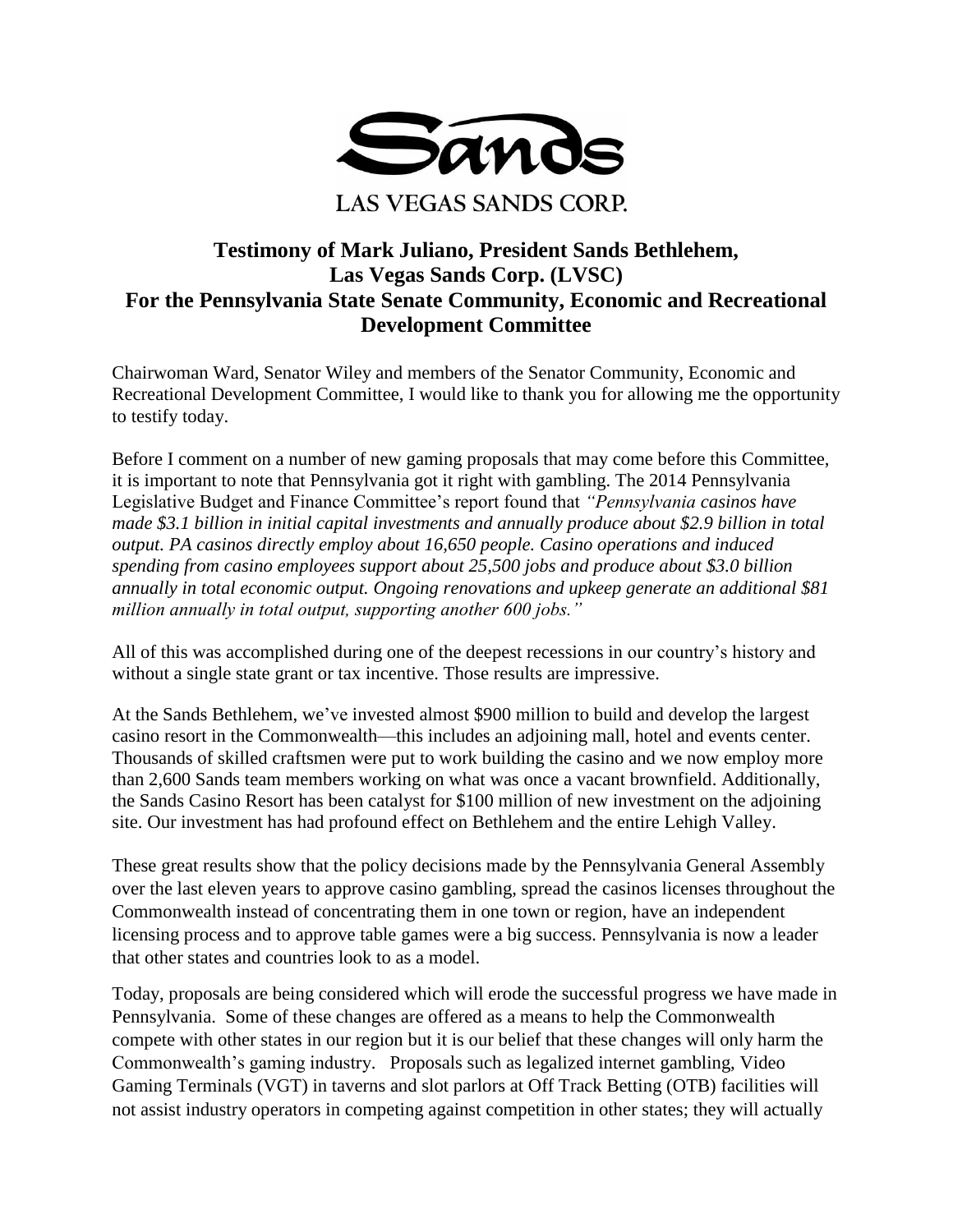Sands

LAS VEGAS SANDS CORP.

# Testimony of Mark Juliano, President Sands Bethlehem, Las Vegas Sands Corp. (LVSC) For the Pennsylvania State Senate Community, Economic and Recreational Development Committee

Chairwoman Ward, Senator Wiley and members of the Senator Community, Economic and Recreational Development Committee, I would like to thank you for allowing me the opportunity to testify today.

Before I comment on a number of new gaming proposals that may come before this Committee, it is important to note that Pennsylvania got it right with gambling. The 2014 Pennsylvania Legislative Budget and Finance Committee's report found that *"Pennsylvania casinos have made $3.1 billion in initial capital investments and annually produce about $2.9 billion in total output. PA casinos directly employ about 16,650 people. Casino operations and induced spending from casino employees support about 25,500 jobs and produce about $3.0 billion annually in total economic output. Ongoing renovations and upkeep generate an additional $81 million annually in total output, supporting another 600 jobs."*

All of this was accomplished during one of the deepest recessions in our country's history and without a single state grant or tax incentive. Those results are impressive.

At the Sands Bethlehem, we've invested almost $900 million to build and develop the largest casino resort in the Commonwealth—this includes an adjoining mall, hotel and events center. Thousands of skilled craftsmen were put to work building the casino and we now employ more than 2,600 Sands team members working on what was once a vacant brownfield. Additionally, the Sands Casino Resort has been catalyst for $100 million of new investment on the adjoining site. Our investment has had profound effect on Bethlehem and the entire Lehigh Valley.

These great results show that the policy decisions made by the Pennsylvania General Assembly over the last eleven years to approve casino gambling, spread the casinos licenses throughout the Commonwealth instead of concentrating them in one town or region, have an independent licensing process and to approve table games were a big success. Pennsylvania is now a leader that other states and countries look to as a model.

Today, proposals are being considered which will erode the successful progress we have made in Pennsylvania. Some of these changes are offered as a means to help the Commonwealth compete with other states in our region but it is our belief that these changes will only harm the Commonwealth's gaming industry. Proposals such as legalized internet gambling, Video Gaming Terminals (VGT) in taverns and slot parlors at Off Track Betting (OTB) facilities will not assist industry operators in competing against competition in other states; they will actually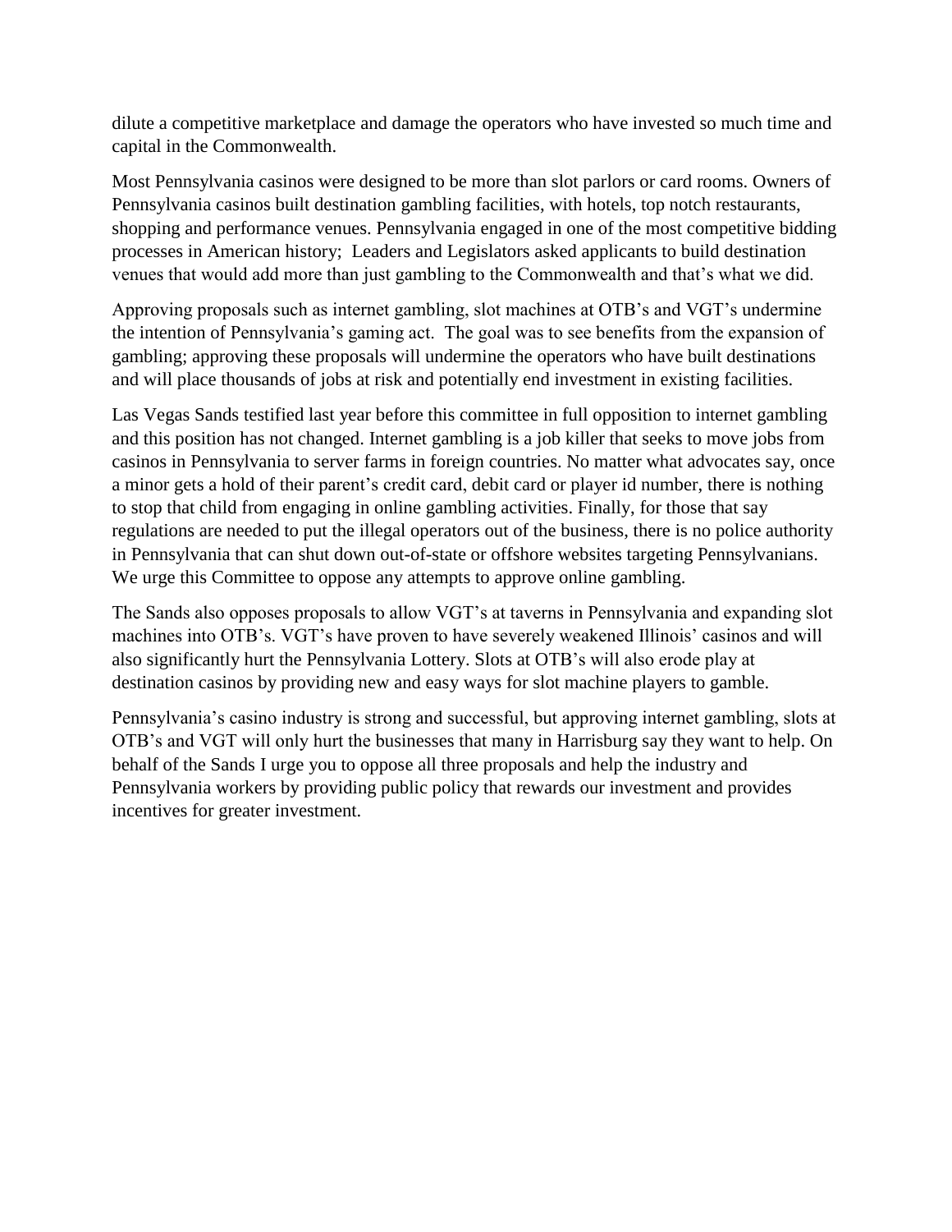dilute a competitive marketplace and damage the operators who have invested so much time and capital in the Commonwealth.

Most Pennsylvania casinos were designed to be more than slot parlors or card rooms. Owners of Pennsylvania casinos built destination gambling facilities, with hotels, top notch restaurants, shopping and performance venues. Pennsylvania engaged in one of the most competitive bidding processes in American history; Leaders and Legislators asked applicants to build destination venues that would add more than just gambling to the Commonwealth and that's what we did.

Approving proposals such as internet gambling, slot machines at OTB's and VGT's undermine the intention of Pennsylvania's gaming act. The goal was to see benefits from the expansion of gambling; approving these proposals will undermine the operators who have built destinations and will place thousands of jobs at risk and potentially end investment in existing facilities.

Las Vegas Sands testified last year before this committee in full opposition to internet gambling and this position has not changed. Internet gambling is a job killer that seeks to move jobs from casinos in Pennsylvania to server farms in foreign countries. No matter what advocates say, once a minor gets a hold of their parent's credit card, debit card or player id number, there is nothing to stop that child from engaging in online gambling activities. Finally, for those that say regulations are needed to put the illegal operators out of the business, there is no police authority in Pennsylvania that can shut down out-of-state or offshore websites targeting Pennsylvanians. We urge this Committee to oppose any attempts to approve online gambling.

The Sands also opposes proposals to allow VGT's at taverns in Pennsylvania and expanding slot machines into OTB's. VGT's have proven to have severely weakened Illinois' casinos and will also significantly hurt the Pennsylvania Lottery. Slots at OTB's will also erode play at destination casinos by providing new and easy ways for slot machine players to gamble.

Pennsylvania's casino industry is strong and successful, but approving internet gambling, slots at OTB's and VGT will only hurt the businesses that many in Harrisburg say they want to help. On behalf of the Sands I urge you to oppose all three proposals and help the industry and Pennsylvania workers by providing public policy that rewards our investment and provides incentives for greater investment.